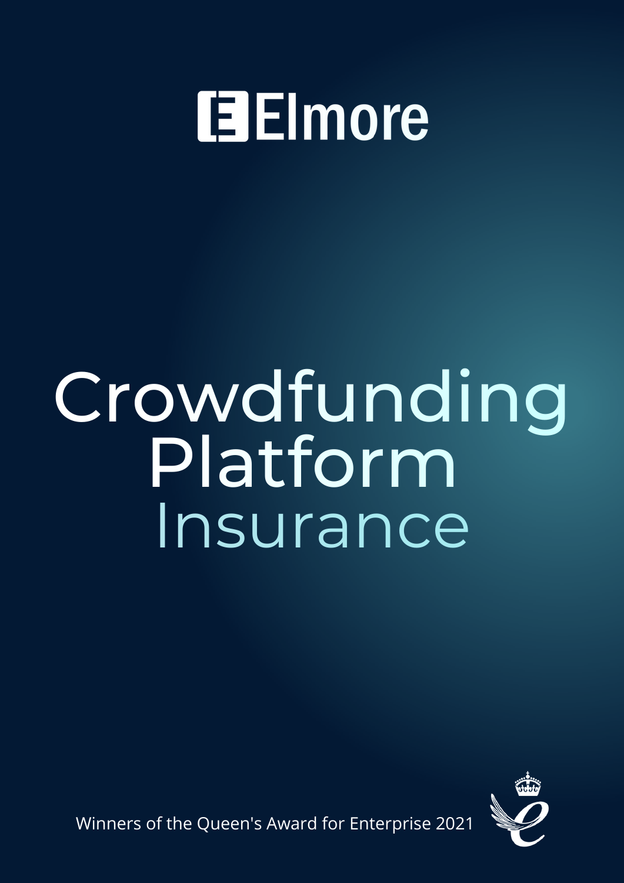# Elmore

# Crowdfunding Platform Insurance

Winners of the Queen's Award for Enterprise 2021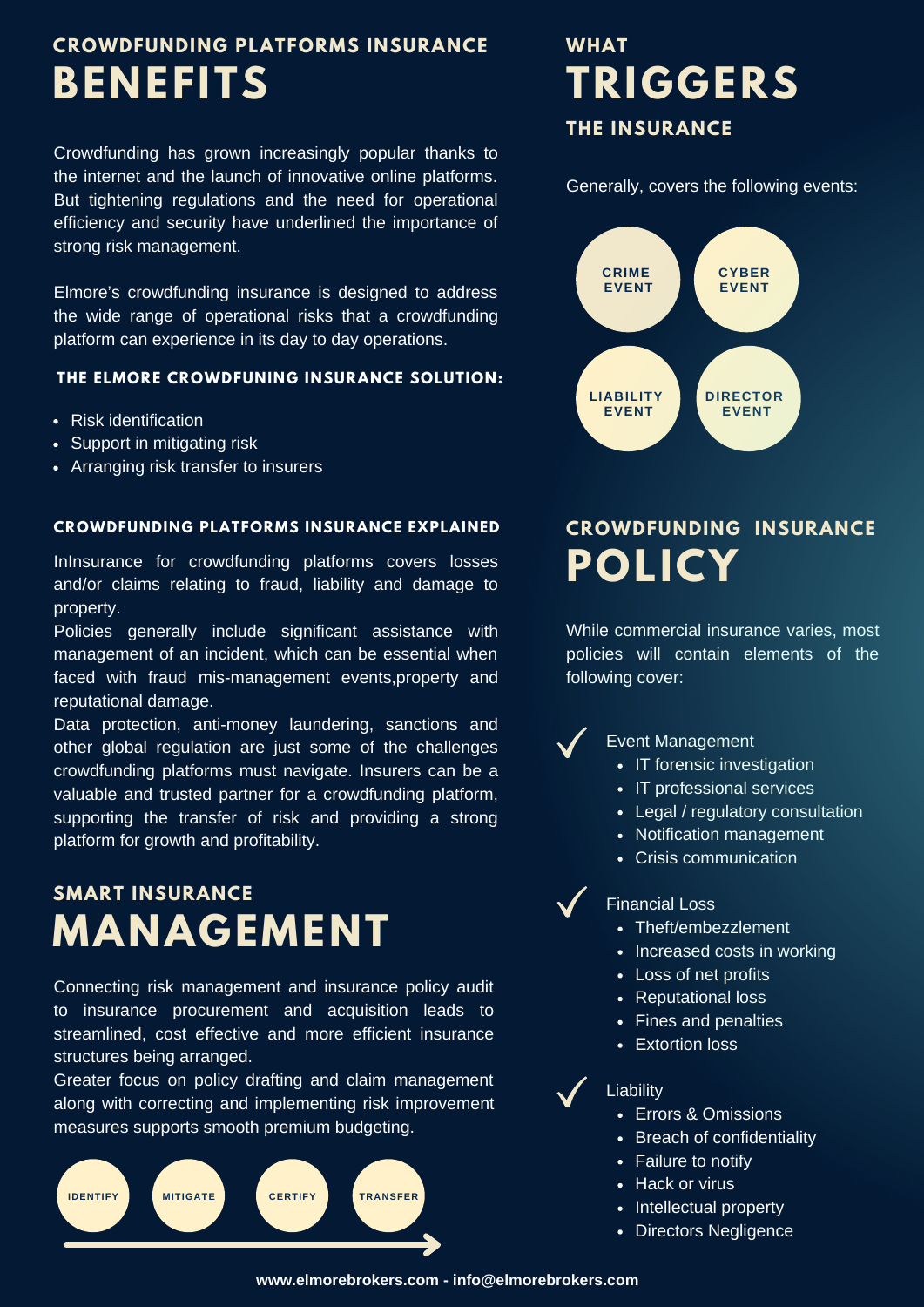## CROWDFUNDING PLATFORMS INSURANCE
# BENEFITS

Crowdfunding has grown increasingly popular thanks to the internet and the launch of innovative online platforms. But tightening regulations and the need for operational efficiency and security have underlined the importance of strong risk management.

Elmore's crowdfunding insurance is designed to address the wide range of operational risks that a crowdfunding platform can experience in its day to day operations.

### THE ELMORE CROWDFUNING INSURANCE SOLUTION:

- Risk identification
- Support in mitigating risk
- Arranging risk transfer to insurers

### CROWDFUNDING PLATFORMS INSURANCE EXPLAINED

InInsurance for crowdfunding platforms covers losses and/or claims relating to fraud, liability and damage to property.

Policies generally include significant assistance with management of an incident, which can be essential when faced with fraud mis-management events,property and reputational damage.

Data protection, anti-money laundering, sanctions and other global regulation are just some of the challenges crowdfunding platforms must navigate. Insurers can be a valuable and trusted partner for a crowdfunding platform, supporting the transfer of risk and providing a strong platform for growth and profitability.

## SMART INSURANCE
# MANAGEMENT

Connecting risk management and insurance policy audit to insurance procurement and acquisition leads to streamlined, cost effective and more efficient insurance structures being arranged.

Greater focus on policy drafting and claim management along with correcting and implementing risk improvement measures supports smooth premium budgeting.

IDENTIFY → MITIGATE → CERTIFY → TRANSFER

## WHAT
# TRIGGERS
## THE INSURANCE

Generally, covers the following events:

- CRIME EVENT
- CYBER EVENT
- LIABILITY EVENT
- DIRECTOR EVENT

## CROWDFUNDING INSURANCE
# POLICY

While commercial insurance varies, most policies will contain elements of the following cover:

✓ Event Management
- IT forensic investigation
- IT professional services
- Legal / regulatory consultation
- Notification management
- Crisis communication

✓ Financial Loss
- Theft/embezzlement
- Increased costs in working
- Loss of net profits
- Reputational loss
- Fines and penalties
- Extortion loss

✓ Liability
- Errors & Omissions
- Breach of confidentiality
- Failure to notify
- Hack or virus
- Intellectual property
- Directors Negligence

**www.elmorebrokers.com - info@elmorebrokers.com**